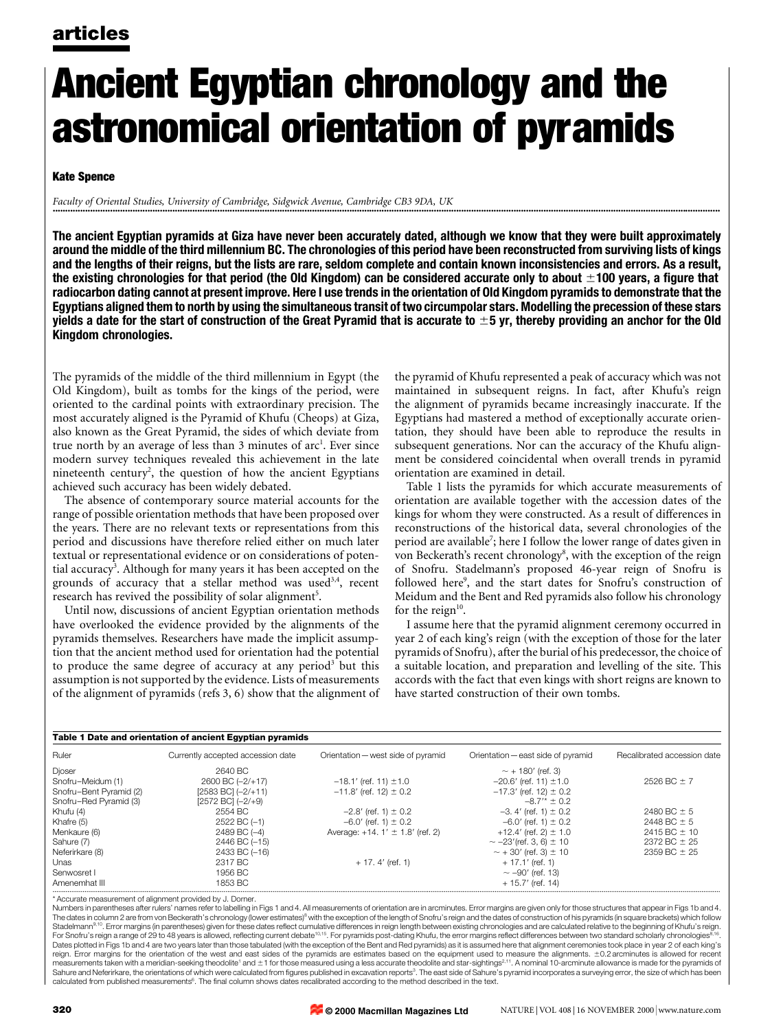articles

# Ancient Egyptian chronology and the astronomical orientation of pyramids

**Kate Spence**

*Faculty of Oriental Studies, University of Cambridge, Sidgwick Avenue, Cambridge CB3 9DA, UK*

**The ancient Egyptian pyramids at Giza have never been accurately dated, although we know that they were built approximately around the middle of the third millennium BC. The chronologies of this period have been reconstructed from surviving lists of kings and the lengths of their reigns, but the lists are rare, seldom complete and contain known inconsistencies and errors. As a result, the existing chronologies for that period (the Old Kingdom) can be considered accurate only to about ±100 years, a figure that radiocarbon dating cannot at present improve. Here I use trends in the orientation of Old Kingdom pyramids to demonstrate that the Egyptians aligned them to north by using the simultaneous transit of two circumpolar stars. Modelling the precession of these stars yields a date for the start of construction of the Great Pyramid that is accurate to ±5 yr, thereby providing an anchor for the Old Kingdom chronologies.**

The pyramids of the middle of the third millennium in Egypt (the Old Kingdom), built as tombs for the kings of the period, were oriented to the cardinal points with extraordinary precision. The most accurately aligned is the Pyramid of Khufu (Cheops) at Giza, also known as the Great Pyramid, the sides of which deviate from true north by an average of less than 3 minutes of arc[1]. Ever since modern survey techniques revealed this achievement in the late nineteenth century[2], the question of how the ancient Egyptians achieved such accuracy has been widely debated.

The absence of contemporary source material accounts for the range of possible orientation methods that have been proposed over the years. There are no relevant texts or representations from this period and discussions have therefore relied either on much later textual or representational evidence or on considerations of potential accuracy[3]. Although for many years it has been accepted on the grounds of accuracy that a stellar method was used[3,4], recent research has revived the possibility of solar alignment[5].

Until now, discussions of ancient Egyptian orientation methods have overlooked the evidence provided by the alignments of the pyramids themselves. Researchers have made the implicit assumption that the ancient method used for orientation had the potential to produce the same degree of accuracy at any period[3] but this assumption is not supported by the evidence. Lists of measurements of the alignment of pyramids (refs 3, 6) show that the alignment of the pyramid of Khufu represented a peak of accuracy which was not maintained in subsequent reigns. In fact, after Khufu's reign the alignment of pyramids became increasingly inaccurate. If the Egyptians had mastered a method of exceptionally accurate orientation, they should have been able to reproduce the results in subsequent generations. Nor can the accuracy of the Khufu alignment be considered coincidental when overall trends in pyramid orientation are examined in detail.

Table 1 lists the pyramids for which accurate measurements of orientation are available together with the accession dates of the kings for whom they were constructed. As a result of differences in reconstructions of the historical data, several chronologies of the period are available[7]; here I follow the lower range of dates given in von Beckerath's recent chronology[8], with the exception of the reign of Snofru. Stadelmann's proposed 46-year reign of Snofru is followed here[9], and the start dates for Snofru's construction of Meidum and the Bent and Red pyramids also follow his chronology for the reign[10].

I assume here that the pyramid alignment ceremony occurred in year 2 of each king's reign (with the exception of those for the later pyramids of Snofru), after the burial of his predecessor, the choice of a suitable location, and preparation and levelling of the site. This accords with the fact that even kings with short reigns are known to have started construction of their own tombs.

**Table 1 Date and orientation of ancient Egyptian pyramids**

| Ruler | Currently accepted accession date | Orientation — west side of pyramid | Orientation — east side of pyramid | Recalibrated accession date |
|---|---|---|---|---|
| Djoser | 2640 BC | | ~ + 180′ (ref. 3) | |
| Snofru–Meidum (1) | 2600 BC (−2/+17) | −18.1′ (ref. 11) ±1.0 | −20.6′ (ref. 11) ±1.0 | 2526 BC ± 7 |
| Snofru–Bent Pyramid (2) | [2583 BC] (−2/+11) | −11.8′ (ref. 12) ± 0.2 | −17.3′ (ref. 12) ± 0.2 | |
| Snofru–Red Pyramid (3) | [2572 BC] (−2/+9) | | −8.7′* ± 0.2 | |
| Khufu (4) | 2554 BC | −2.8′ (ref. 1) ± 0.2 | −3. 4′ (ref. 1) ± 0.2 | 2480 BC ± 5 |
| Khafre (5) | 2522 BC (−1) | −6.0′ (ref. 1) ± 0.2 | −6.0′ (ref. 1) ± 0.2 | 2448 BC ± 5 |
| Menkaure (6) | 2489 BC (−4) | Average: +14. 1′ ± 1.8′ (ref. 2) | +12.4′ (ref. 2) ± 1.0 | 2415 BC ± 10 |
| Sahure (7) | 2446 BC (−15) | | ~ −23′(ref. 3, 6) ± 10 | 2372 BC ± 25 |
| Neferirkare (8) | 2433 BC (−16) | | ~ + 30′ (ref. 3) ± 10 | 2359 BC ± 25 |
| Unas | 2317 BC | + 17. 4′ (ref. 1) | + 17.1′ (ref. 1) | |
| Senwosret I | 1956 BC | | ~ −90′ (ref. 13) | |
| Amenemhat III | 1853 BC | | + 15.7′ (ref. 14) | |

\* Accurate measurement of alignment provided by J. Dorner.

Numbers in parentheses after rulers' names refer to labelling in Figs 1 and 4. All measurements of orientation are in arcminutes. Error margins are given only for those structures that appear in Figs 1b and 4. The dates in column 2 are from von Beckerath's chronology (lower estimates)[8] with the exception of the length of Snofru's reign and the dates of construction of his pyramids (in square brackets) which follow Stadelmann[9,10]. Error margins (in parentheses) given for these dates reflect cumulative differences in reign length between existing chronologies and are calculated relative to the beginning of Khufu's reign. For Snofru's reign a range of 29 to 48 years is allowed, reflecting current debate[10,15]. For pyramids post-dating Khufu, the error margins reflect differences between two standard scholarly chronologies[8,16]. Dates plotted in Figs 1b and 4 are two years later than those tabulated (with the exception of the Bent and Red pyramids) as it is assumed here that alignment ceremonies took place in year 2 of each king's reign. Error margins for the orientation of the west and east sides of the pyramids are estimates based on the equipment used to measure the alignments. ±0.2 arcminutes is allowed for recent measurements taken with a meridian-seeking theodolite[1] and ±1 for those measured using a less accurate theodolite and star-sightings[2,11]. A nominal 10-arcminute allowance is made for the pyramids of Sahure and Neferirkare, the orientations of which were calculated from figures published in excavation reports[3]. The east side of Sahure's pyramid incorporates a surveying error, the size of which has been calculated from published measurements[6]. The final column shows dates recalibrated according to the method described in the text.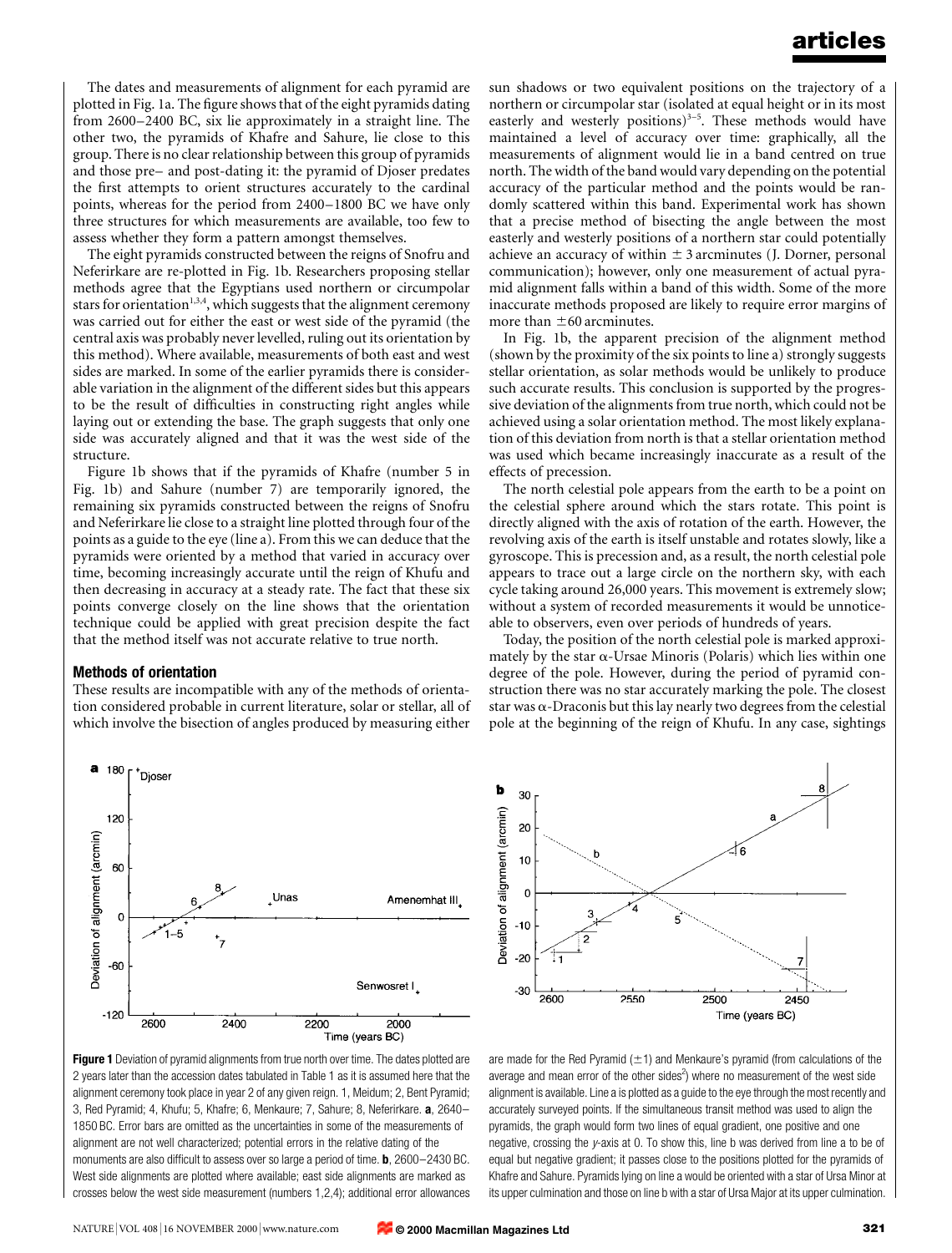The dates and measurements of alignment for each pyramid are plotted in Fig. 1a. The figure shows that of the eight pyramids dating from 2600–2400 BC, six lie approximately in a straight line. The other two, the pyramids of Khafre and Sahure, lie close to this group. There is no clear relationship between this group of pyramids and those pre– and post-dating it: the pyramid of Djoser predates the first attempts to orient structures accurately to the cardinal points, whereas for the period from 2400–1800 BC we have only three structures for which measurements are available, too few to assess whether they form a pattern amongst themselves.

The eight pyramids constructed between the reigns of Snofru and Neferirkare are re-plotted in Fig. 1b. Researchers proposing stellar methods agree that the Egyptians used northern or circumpolar stars for orientation[1,3,4], which suggests that the alignment ceremony was carried out for either the east or west side of the pyramid (the central axis was probably never levelled, ruling out its orientation by this method). Where available, measurements of both east and west sides are marked. In some of the earlier pyramids there is considerable variation in the alignment of the different sides but this appears to be the result of difficulties in constructing right angles while laying out or extending the base. The graph suggests that only one side was accurately aligned and that it was the west side of the structure.

Figure 1b shows that if the pyramids of Khafre (number 5 in Fig. 1b) and Sahure (number 7) are temporarily ignored, the remaining six pyramids constructed between the reigns of Snofru and Neferirkare lie close to a straight line plotted through four of the points as a guide to the eye (line a). From this we can deduce that the pyramids were oriented by a method that varied in accuracy over time, becoming increasingly accurate until the reign of Khufu and then decreasing in accuracy at a steady rate. The fact that these six points converge closely on the line shows that the orientation technique could be applied with great precision despite the fact that the method itself was not accurate relative to true north.

### Methods of orientation

These results are incompatible with any of the methods of orientation considered probable in current literature, solar or stellar, all of which involve the bisection of angles produced by measuring either sun shadows or two equivalent positions on the trajectory of a northern or circumpolar star (isolated at equal height or in its most easterly and westerly positions)[3–5]. These methods would have maintained a level of accuracy over time: graphically, all the measurements of alignment would lie in a band centred on true north. The width of the band would vary depending on the potential accuracy of the particular method and the points would be randomly scattered within this band. Experimental work has shown that a precise method of bisecting the angle between the most easterly and westerly positions of a northern star could potentially achieve an accuracy of within ± 3 arcminutes (J. Dorner, personal communication); however, only one measurement of actual pyramid alignment falls within a band of this width. Some of the more inaccurate methods proposed are likely to require error margins of more than ±60 arcminutes.

In Fig. 1b, the apparent precision of the alignment method (shown by the proximity of the six points to line a) strongly suggests stellar orientation, as solar methods would be unlikely to produce such accurate results. This conclusion is supported by the progressive deviation of the alignments from true north, which could not be achieved using a solar orientation method. The most likely explanation of this deviation from north is that a stellar orientation method was used which became increasingly inaccurate as a result of the effects of precession.

The north celestial pole appears from the earth to be a point on the celestial sphere around which the stars rotate. This point is directly aligned with the axis of rotation of the earth. However, the revolving axis of the earth is itself unstable and rotates slowly, like a gyroscope. This is precession and, as a result, the north celestial pole appears to trace out a large circle on the northern sky, with each cycle taking around 26,000 years. This movement is extremely slow; without a system of recorded measurements it would be unnoticeable to observers, even over periods of hundreds of years.

Today, the position of the north celestial pole is marked approximately by the star α-Ursae Minoris (Polaris) which lies within one degree of the pole. However, during the period of pyramid construction there was no star accurately marking the pole. The closest star was α-Draconis but this lay nearly two degrees from the celestial pole at the beginning of the reign of Khufu. In any case, sightings

**Figure 1** Deviation of pyramid alignments from true north over time. The dates plotted are 2 years later than the accession dates tabulated in Table 1 as it is assumed here that the alignment ceremony took place in year 2 of any given reign. 1, Meidum; 2, Bent Pyramid; 3, Red Pyramid; 4, Khufu; 5, Khafre; 6, Menkaure; 7, Sahure; 8, Neferirkare. **a**, 2640–1850 BC. Error bars are omitted as the uncertainties in some of the measurements of alignment are not well characterized; potential errors in the relative dating of the monuments are also difficult to assess over so large a period of time. **b**, 2600–2430 BC. West side alignments are plotted where available; east side alignments are marked as crosses below the west side measurement (numbers 1,2,4); additional error allowances are made for the Red Pyramid (±1) and Menkaure's pyramid (from calculations of the average and mean error of the other sides[2]) where no measurement of the west side alignment is available. Line a is plotted as a guide to the eye through the most recently and accurately surveyed points. If the simultaneous transit method was used to align the pyramids, the graph would form two lines of equal gradient, one positive and one negative, crossing the y-axis at 0. To show this, line b was derived from line a to be of equal but negative gradient; it passes close to the positions plotted for the pyramids of Khafre and Sahure. Pyramids lying on line a would be oriented with a star of Ursa Minor at its upper culmination and those on line b with a star of Ursa Major at its upper culmination.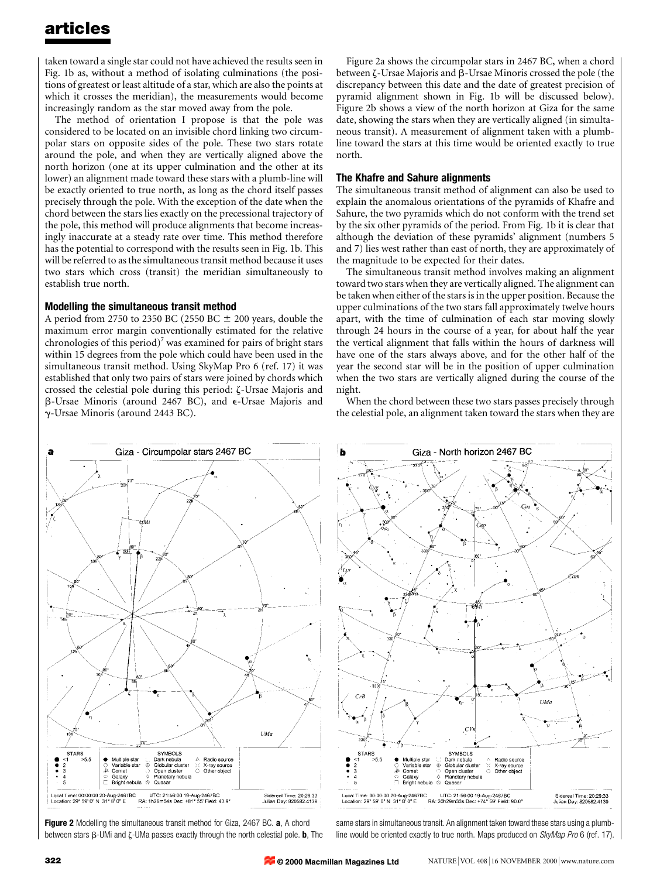taken toward a single star could not have achieved the results seen in Fig. 1b as, without a method of isolating culminations (the positions of greatest or least altitude of a star, which are also the points at which it crosses the meridian), the measurements would become increasingly random as the star moved away from the pole.

The method of orientation I propose is that the pole was considered to be located on an invisible chord linking two circumpolar stars on opposite sides of the pole. These two stars rotate around the pole, and when they are vertically aligned above the north horizon (one at its upper culmination and the other at its lower) an alignment made toward these stars with a plumb-line will be exactly oriented to true north, as long as the chord itself passes precisely through the pole. With the exception of the date when the chord between the stars lies exactly on the precessional trajectory of the pole, this method will produce alignments that become increasingly inaccurate at a steady rate over time. This method therefore has the potential to correspond with the results seen in Fig. 1b. This will be referred to as the simultaneous transit method because it uses two stars which cross (transit) the meridian simultaneously to establish true north.

### Modelling the simultaneous transit method

A period from 2750 to 2350 BC (2550 BC $\pm$ 200 years, double the maximum error margin conventionally estimated for the relative chronologies of this period)[7] was examined for pairs of bright stars within 15 degrees from the pole which could have been used in the simultaneous transit method. Using SkyMap Pro 6 (ref. 17) it was established that only two pairs of stars were joined by chords which crossed the celestial pole during this period: ζ-Ursae Majoris and β-Ursae Minoris (around 2467 BC), and ε-Ursae Majoris and γ-Ursae Minoris (around 2443 BC).

Figure 2a shows the circumpolar stars in 2467 BC, when a chord between ζ-Ursae Majoris and β-Ursae Minoris crossed the pole (the discrepancy between this date and the date of greatest precision of pyramid alignment shown in Fig. 1b will be discussed below). Figure 2b shows a view of the north horizon at Giza for the same date, showing the stars when they are vertically aligned (in simultaneous transit). A measurement of alignment taken with a plumb-line toward the stars at this time would be oriented exactly to true north.

### The Khafre and Sahure alignments

The simultaneous transit method of alignment can also be used to explain the anomalous orientations of the pyramids of Khafre and Sahure, the two pyramids which do not conform with the trend set by the six other pyramids of the period. From Fig. 1b it is clear that although the deviation of these pyramids' alignment (numbers 5 and 7) lies west rather than east of north, they are approximately of the magnitude to be expected for their dates.

The simultaneous transit method involves making an alignment toward two stars when they are vertically aligned. The alignment can be taken when either of the stars is in the upper position. Because the upper culminations of the two stars fall approximately twelve hours apart, with the time of culmination of each star moving slowly through 24 hours in the course of a year, for about half the year the vertical alignment that falls within the hours of darkness will have one of the stars always above, and for the other half of the year the second star will be in the position of upper culmination when the two stars are vertically aligned during the course of the night.

When the chord between these two stars passes precisely through the celestial pole, an alignment taken toward the stars when they are

**Figure 2** Modelling the simultaneous transit method for Giza, 2467 BC. **a**, A chord between stars β-UMi and ζ-UMa passes exactly through the north celestial pole. **b**, The same stars in simultaneous transit. An alignment taken toward these stars using a plumb-line would be oriented exactly to true north. Maps produced on *SkyMap Pro* 6 (ref. 17).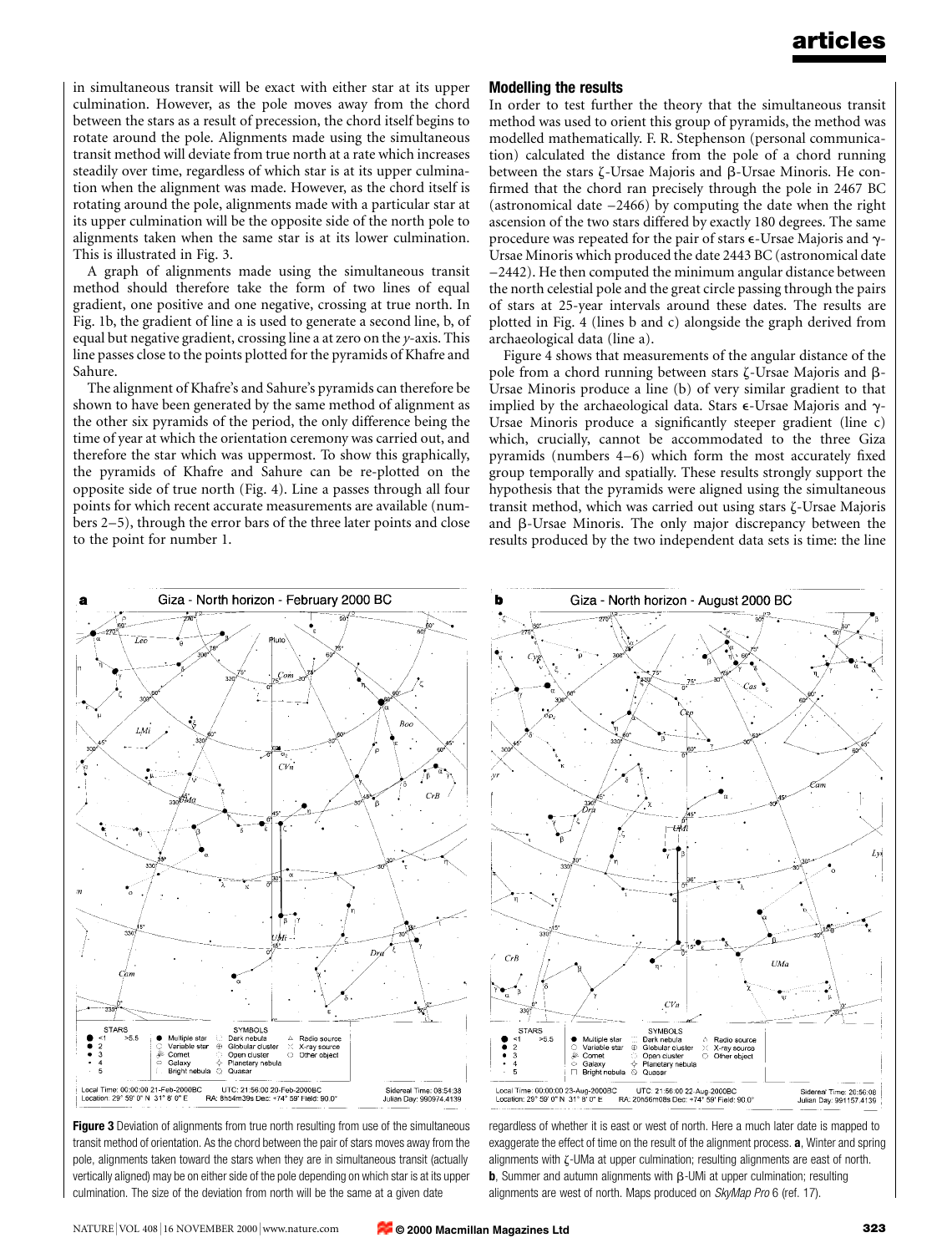in simultaneous transit will be exact with either star at its upper culmination. However, as the pole moves away from the chord between the stars as a result of precession, the chord itself begins to rotate around the pole. Alignments made using the simultaneous transit method will deviate from true north at a rate which increases steadily over time, regardless of which star is at its upper culmination when the alignment was made. However, as the chord itself is rotating around the pole, alignments made with a particular star at its upper culmination will be the opposite side of the north pole to alignments taken when the same star is at its lower culmination. This is illustrated in Fig. 3.

A graph of alignments made using the simultaneous transit method should therefore take the form of two lines of equal gradient, one positive and one negative, crossing at true north. In Fig. 1b, the gradient of line a is used to generate a second line, b, of equal but negative gradient, crossing line a at zero on the *y*-axis. This line passes close to the points plotted for the pyramids of Khafre and Sahure.

The alignment of Khafre's and Sahure's pyramids can therefore be shown to have been generated by the same method of alignment as the other six pyramids of the period, the only difference being the time of year at which the orientation ceremony was carried out, and therefore the star which was uppermost. To show this graphically, the pyramids of Khafre and Sahure can be re-plotted on the opposite side of true north (Fig. 4). Line a passes through all four points for which recent accurate measurements are available (numbers 2–5), through the error bars of the three later points and close to the point for number 1.

## Modelling the results

In order to test further the theory that the simultaneous transit method was used to orient this group of pyramids, the method was modelled mathematically. F. R. Stephenson (personal communication) calculated the distance from the pole of a chord running between the stars ζ-Ursae Majoris and β-Ursae Minoris. He confirmed that the chord ran precisely through the pole in 2467 BC (astronomical date −2466) by computing the date when the right ascension of the two stars differed by exactly 180 degrees. The same procedure was repeated for the pair of stars ε-Ursae Majoris and γ-Ursae Minoris which produced the date 2443 BC (astronomical date −2442). He then computed the minimum angular distance between the north celestial pole and the great circle passing through the pairs of stars at 25-year intervals around these dates. The results are plotted in Fig. 4 (lines b and c) alongside the graph derived from archaeological data (line a).

Figure 4 shows that measurements of the angular distance of the pole from a chord running between stars ζ-Ursae Majoris and β-Ursae Minoris produce a line (b) of very similar gradient to that implied by the archaeological data. Stars ε-Ursae Majoris and γ-Ursae Minoris produce a significantly steeper gradient (line c) which, crucially, cannot be accommodated to the three Giza pyramids (numbers 4–6) which form the most accurately fixed group temporally and spatially. These results strongly support the hypothesis that the pyramids were aligned using the simultaneous transit method, which was carried out using stars ζ-Ursae Majoris and β-Ursae Minoris. The only major discrepancy between the results produced by the two independent data sets is time: the line

**Figure 3** Deviation of alignments from true north resulting from use of the simultaneous transit method of orientation. As the chord between the pair of stars moves away from the pole, alignments taken toward the stars when they are in simultaneous transit (actually vertically aligned) may be on either side of the pole depending on which star is at its upper culmination. The size of the deviation from north will be the same at a given date regardless of whether it is east or west of north. Here a much later date is mapped to exaggerate the effect of time on the result of the alignment process. **a**, Winter and spring alignments with ζ-UMa at upper culmination; resulting alignments are east of north. **b**, Summer and autumn alignments with β-UMi at upper culmination; resulting alignments are west of north. Maps produced on *SkyMap Pro* 6 (ref. 17).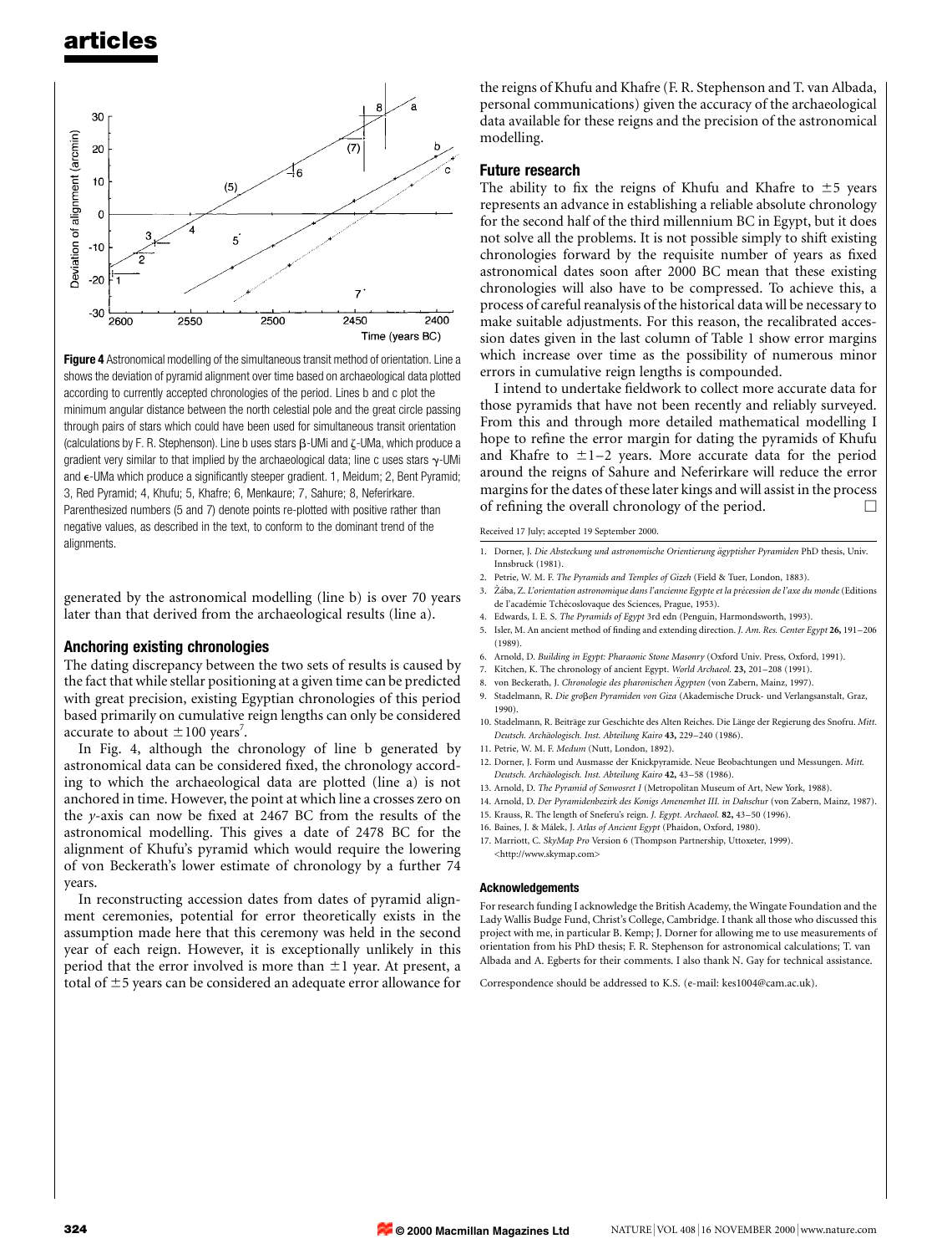30
20
10
0
-10
-20
-30

Deviation of alignment (arcmin)

2600 2550 2500 2450 2400

Time (years BC)

a
b
c
1
2
3
4
5
(5)
6
7
(7)
8

**Figure 4** Astronomical modelling of the simultaneous transit method of orientation. Line a shows the deviation of pyramid alignment over time based on archaeological data plotted according to currently accepted chronologies of the period. Lines b and c plot the minimum angular distance between the north celestial pole and the great circle passing through pairs of stars which could have been used for simultaneous transit orientation (calculations by F. R. Stephenson). Line b uses stars β-UMi and ζ-UMa, which produce a gradient very similar to that implied by the archaeological data; line c uses stars γ-UMi and ε-UMa which produce a significantly steeper gradient. 1, Meidum; 2, Bent Pyramid; 3, Red Pyramid; 4, Khufu; 5, Khafre; 6, Menkaure; 7, Sahure; 8, Neferirkare. Parenthesized numbers (5 and 7) denote points re-plotted with positive rather than negative values, as described in the text, to conform to the dominant trend of the alignments.

generated by the astronomical modelling (line b) is over 70 years later than that derived from the archaeological results (line a).

## Anchoring existing chronologies

The dating discrepancy between the two sets of results is caused by the fact that while stellar positioning at a given time can be predicted with great precision, existing Egyptian chronologies of this period based primarily on cumulative reign lengths can only be considered accurate to about ±100 years[7].

In Fig. 4, although the chronology of line b generated by astronomical data can be considered fixed, the chronology according to which the archaeological data are plotted (line a) is not anchored in time. However, the point at which line a crosses zero on the *y*-axis can now be fixed at 2467 BC from the results of the astronomical modelling. This gives a date of 2478 BC for the alignment of Khufu's pyramid which would require the lowering of von Beckerath's lower estimate of chronology by a further 74 years.

In reconstructing accession dates from dates of pyramid alignment ceremonies, potential for error theoretically exists in the assumption made here that this ceremony was held in the second year of each reign. However, it is exceptionally unlikely in this period that the error involved is more than ±1 year. At present, a total of ±5 years can be considered an adequate error allowance for the reigns of Khufu and Khafre (F. R. Stephenson and T. van Albada, personal communications) given the accuracy of the archaeological data available for these reigns and the precision of the astronomical modelling.

## Future research

The ability to fix the reigns of Khufu and Khafre to ±5 years represents an advance in establishing a reliable absolute chronology for the second half of the third millennium BC in Egypt, but it does not solve all the problems. It is not possible simply to shift existing chronologies forward by the requisite number of years as fixed astronomical dates soon after 2000 BC mean that these existing chronologies will also have to be compressed. To achieve this, a process of careful reanalysis of the historical data will be necessary to make suitable adjustments. For this reason, the recalibrated accession dates given in the last column of Table 1 show error margins which increase over time as the possibility of numerous minor errors in cumulative reign lengths is compounded.

I intend to undertake fieldwork to collect more accurate data for those pyramids that have not been recently and reliably surveyed. From this and through more detailed mathematical modelling I hope to refine the error margin for dating the pyramids of Khufu and Khafre to ±1–2 years. More accurate data for the period around the reigns of Sahure and Neferirkare will reduce the error margins for the dates of these later kings and will assist in the process of refining the overall chronology of the period. □

Received 17 July; accepted 19 September 2000.

1. Dorner, J. *Die Absteckung und astronomische Orientierung ägyptisher Pyramiden* PhD thesis, Univ. Innsbruck (1981).
2. Petrie, W. M. F. *The Pyramids and Temples of Gizeh* (Field & Tuer, London, 1883).
3. Žába, Z. *L'orientation astronomique dans l'ancienne Egypte et la précession de l'axe du monde* (Editions de l'académie Tchécoslovaque des Sciences, Prague, 1953).
4. Edwards, I. E. S. *The Pyramids of Egypt* 3rd edn (Penguin, Harmondsworth, 1993).
5. Isler, M. An ancient method of finding and extending direction. *J. Am. Res. Center Egypt* **26,** 191–206 (1989).
6. Arnold, D. *Building in Egypt: Pharaonic Stone Masonry* (Oxford Univ. Press, Oxford, 1991).
7. Kitchen, K. The chronology of ancient Egypt. *World Archaeol.* **23,** 201–208 (1991).
8. von Beckerath, J. *Chronologie des pharaonischen Ägypten* (von Zabern, Mainz, 1997).
9. Stadelmann, R. *Die großen Pyramiden von Giza* (Akademische Druck- und Verlagsanstalt, Graz, 1990).
10. Stadelmann, R. Beiträge zur Geschichte des Alten Reiches. Die Länge der Regierung des Snofru. *Mitt. Deutsch. Archäologisch. Inst. Abteilung Kairo* **43,** 229–240 (1986).
11. Petrie, W. M. F. *Medum* (Nutt, London, 1892).
12. Dorner, J. Form und Ausmasse der Knickpyramide. Neue Beobachtungen und Messungen. *Mitt. Deutsch. Archäologisch. Inst. Abteilung Kairo* **42,** 43–58 (1986).
13. Arnold, D. *The Pyramid of Senwosret I* (Metropolitan Museum of Art, New York, 1988).
14. Arnold, D. *Der Pyramidenbezirk des Konigs Amenemhet III. in Dahschur* (von Zabern, Mainz, 1987).
15. Krauss, R. The length of Sneferu's reign. *J. Egypt. Archaeol.* **82,** 43–50 (1996).
16. Baines, J. & Málek, J. *Atlas of Ancient Egypt* (Phaidon, Oxford, 1980).
17. Marriott, C. *SkyMap Pro* Version 6 (Thompson Partnership, Uttoxeter, 1999). <http://www.skymap.com>

### Acknowledgements

For research funding I acknowledge the British Academy, the Wingate Foundation and the Lady Wallis Budge Fund, Christ's College, Cambridge. I thank all those who discussed this project with me, in particular B. Kemp; J. Dorner for allowing me to use measurements of orientation from his PhD thesis; F. R. Stephenson for astronomical calculations; T. van Albada and A. Egberts for their comments. I also thank N. Gay for technical assistance.

Correspondence should be addressed to K.S. (e-mail: kes1004@cam.ac.uk).